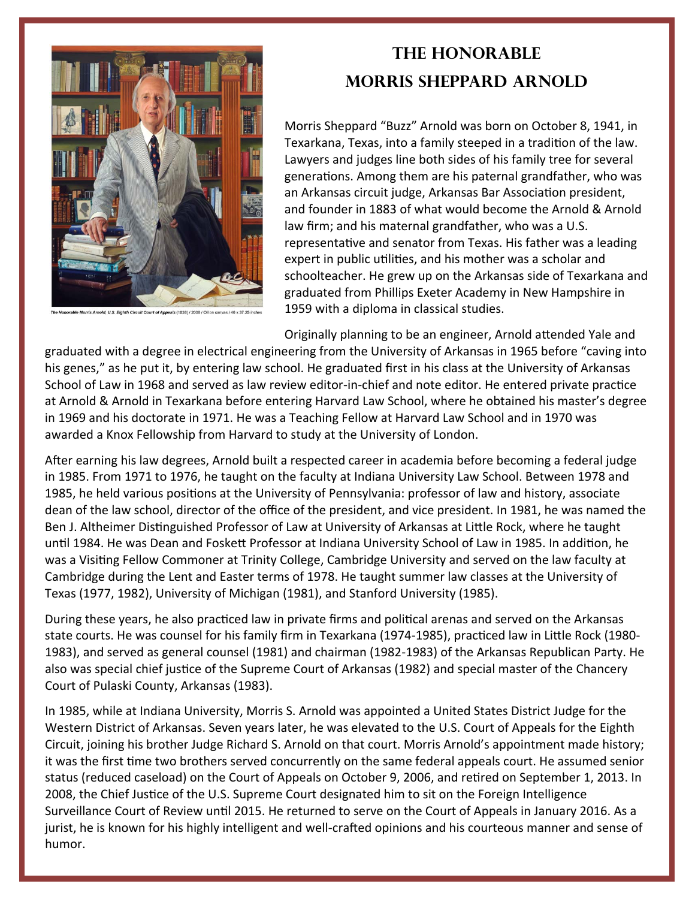*The Honorable Morris Arnold, U.S. Eighth Circuit Court of Appeals* (1038) / 2008 / Oil on canvas / 48 x 37.25 inches

# The Honorable Morris Sheppard Arnold

Morris Sheppard "Buzz" Arnold was born on October 8, 1941, in Texarkana, Texas, into a family steeped in a tradition of the law. Lawyers and judges line both sides of his family tree for several generations. Among them are his paternal grandfather, who was an Arkansas circuit judge, Arkansas Bar Association president, and founder in 1883 of what would become the Arnold & Arnold law firm; and his maternal grandfather, who was a U.S. representative and senator from Texas. His father was a leading expert in public utilities, and his mother was a scholar and schoolteacher. He grew up on the Arkansas side of Texarkana and graduated from Phillips Exeter Academy in New Hampshire in 1959 with a diploma in classical studies.

Originally planning to be an engineer, Arnold attended Yale and graduated with a degree in electrical engineering from the University of Arkansas in 1965 before "caving into his genes," as he put it, by entering law school. He graduated first in his class at the University of Arkansas School of Law in 1968 and served as law review editor-in-chief and note editor. He entered private practice at Arnold & Arnold in Texarkana before entering Harvard Law School, where he obtained his master's degree in 1969 and his doctorate in 1971. He was a Teaching Fellow at Harvard Law School and in 1970 was awarded a Knox Fellowship from Harvard to study at the University of London.

After earning his law degrees, Arnold built a respected career in academia before becoming a federal judge in 1985. From 1971 to 1976, he taught on the faculty at Indiana University Law School. Between 1978 and 1985, he held various positions at the University of Pennsylvania: professor of law and history, associate dean of the law school, director of the office of the president, and vice president. In 1981, he was named the Ben J. Altheimer Distinguished Professor of Law at University of Arkansas at Little Rock, where he taught until 1984. He was Dean and Foskett Professor at Indiana University School of Law in 1985. In addition, he was a Visiting Fellow Commoner at Trinity College, Cambridge University and served on the law faculty at Cambridge during the Lent and Easter terms of 1978. He taught summer law classes at the University of Texas (1977, 1982), University of Michigan (1981), and Stanford University (1985).

During these years, he also practiced law in private firms and political arenas and served on the Arkansas state courts. He was counsel for his family firm in Texarkana (1974-1985), practiced law in Little Rock (1980-1983), and served as general counsel (1981) and chairman (1982-1983) of the Arkansas Republican Party. He also was special chief justice of the Supreme Court of Arkansas (1982) and special master of the Chancery Court of Pulaski County, Arkansas (1983).

In 1985, while at Indiana University, Morris S. Arnold was appointed a United States District Judge for the Western District of Arkansas. Seven years later, he was elevated to the U.S. Court of Appeals for the Eighth Circuit, joining his brother Judge Richard S. Arnold on that court. Morris Arnold's appointment made history; it was the first time two brothers served concurrently on the same federal appeals court. He assumed senior status (reduced caseload) on the Court of Appeals on October 9, 2006, and retired on September 1, 2013. In 2008, the Chief Justice of the U.S. Supreme Court designated him to sit on the Foreign Intelligence Surveillance Court of Review until 2015. He returned to serve on the Court of Appeals in January 2016. As a jurist, he is known for his highly intelligent and well-crafted opinions and his courteous manner and sense of humor.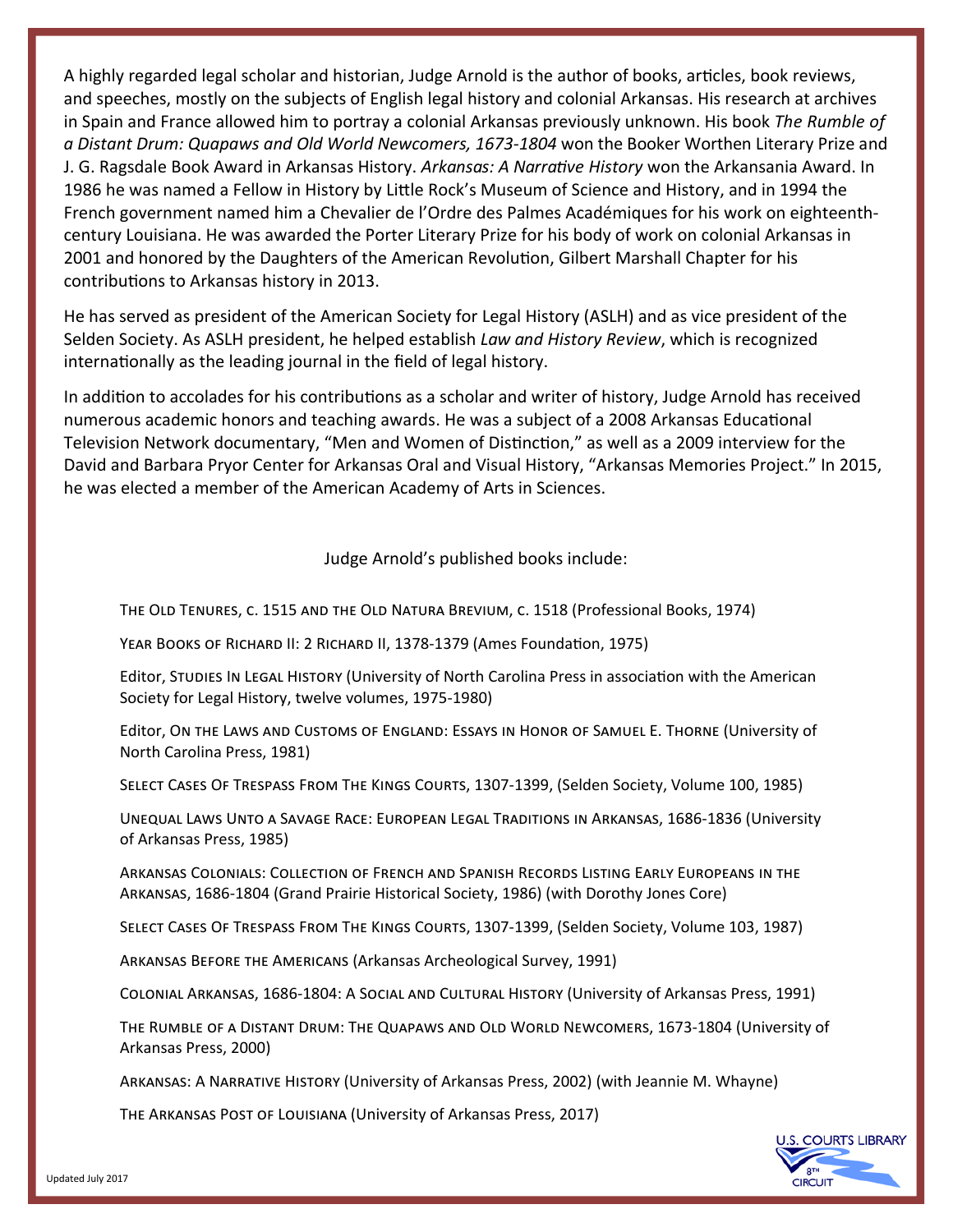A highly regarded legal scholar and historian, Judge Arnold is the author of books, articles, book reviews, and speeches, mostly on the subjects of English legal history and colonial Arkansas. His research at archives in Spain and France allowed him to portray a colonial Arkansas previously unknown. His book *The Rumble of a Distant Drum: Quapaws and Old World Newcomers, 1673-1804* won the Booker Worthen Literary Prize and J. G. Ragsdale Book Award in Arkansas History. *Arkansas: A Narrative History* won the Arkansania Award. In 1986 he was named a Fellow in History by Little Rock's Museum of Science and History, and in 1994 the French government named him a Chevalier de l'Ordre des Palmes Académiques for his work on eighteenth-century Louisiana. He was awarded the Porter Literary Prize for his body of work on colonial Arkansas in 2001 and honored by the Daughters of the American Revolution, Gilbert Marshall Chapter for his contributions to Arkansas history in 2013.

He has served as president of the American Society for Legal History (ASLH) and as vice president of the Selden Society. As ASLH president, he helped establish *Law and History Review*, which is recognized internationally as the leading journal in the field of legal history.

In addition to accolades for his contributions as a scholar and writer of history, Judge Arnold has received numerous academic honors and teaching awards. He was a subject of a 2008 Arkansas Educational Television Network documentary, "Men and Women of Distinction," as well as a 2009 interview for the David and Barbara Pryor Center for Arkansas Oral and Visual History, "Arkansas Memories Project." In 2015, he was elected a member of the American Academy of Arts in Sciences.

Judge Arnold's published books include:

The Old Tenures, c. 1515 and the Old Natura Brevium, c. 1518 (Professional Books, 1974)

Year Books of Richard II: 2 Richard II, 1378-1379 (Ames Foundation, 1975)

Editor, Studies In Legal History (University of North Carolina Press in association with the American Society for Legal History, twelve volumes, 1975-1980)

Editor, On the Laws and Customs of England: Essays in Honor of Samuel E. Thorne (University of North Carolina Press, 1981)

Select Cases Of Trespass From The Kings Courts, 1307-1399, (Selden Society, Volume 100, 1985)

Unequal Laws Unto a Savage Race: European Legal Traditions in Arkansas, 1686-1836 (University of Arkansas Press, 1985)

Arkansas Colonials: Collection of French and Spanish Records Listing Early Europeans in the Arkansas, 1686-1804 (Grand Prairie Historical Society, 1986) (with Dorothy Jones Core)

Select Cases Of Trespass From The Kings Courts, 1307-1399, (Selden Society, Volume 103, 1987)

Arkansas Before the Americans (Arkansas Archeological Survey, 1991)

Colonial Arkansas, 1686-1804: A Social and Cultural History (University of Arkansas Press, 1991)

The Rumble of a Distant Drum: The Quapaws and Old World Newcomers, 1673-1804 (University of Arkansas Press, 2000)

Arkansas: A Narrative History (University of Arkansas Press, 2002) (with Jeannie M. Whayne)

The Arkansas Post of Louisiana (University of Arkansas Press, 2017)

Updated July 2017